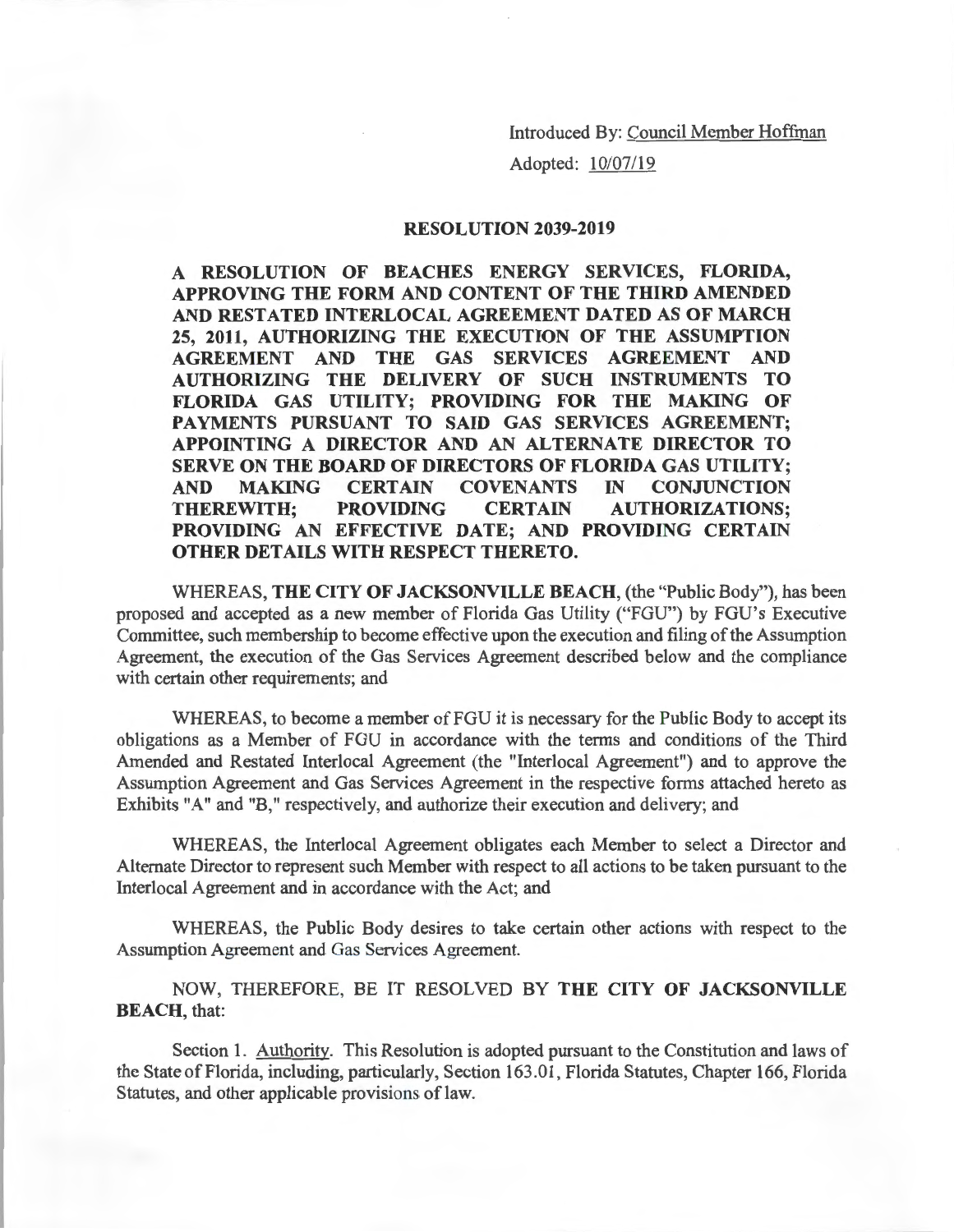Introduced By: Council Member Hoffman

Adopted: 10/07/19

## RESOLUTION 2039-2019

**A RESOLUTION OF BEACHES ENERGY SERVICES, FLORIDA, APPROVING THE FORM AND CONTENT OF THE THIRD AMENDED AND RESTATED INTERLOCAL AGREEMENT DATED AS OF MARCH 25, 2011, AUTHORIZING THE EXECUTION OF THE ASSUMPTION AGREEMENT AND THE GAS SERVICES AGREEMENT AND AUTHORIZING THE DELIVERY OF SUCH INSTRUMENTS TO FLORIDA GAS UTILITY; PROVIDING FOR THE MAKING OF PAYMENTS PURSUANT TO SAID GAS SERVICES AGREEMENT; APPOINTING A DIRECTOR AND AN ALTERNATE DIRECTOR TO SERVE ON THE BOARD OF DIRECTORS OF FLORIDA GAS UTILITY; AND MAKING CERTAIN COVENANTS IN CONJUNCTION THEREWITH; PROVIDING CERTAIN AUTHORIZATIONS; PROVIDING AN EFFECTIVE DATE; AND PROVIDING CERTAIN OTHER DETAILS WITH RESPECT THERETO.**

WHEREAS, **THE CITY OF JACKSONVILLE BEACH**, (the "Public Body"), has been proposed and accepted as a new member of Florida Gas Utility ("FGU") by FGU's Executive Committee, such membership to become effective upon the execution and filing of the Assumption Agreement, the execution of the Gas Services Agreement described below and the compliance with certain other requirements; and

WHEREAS, to become a member of FGU it is necessary for the Public Body to accept its obligations as a Member of FGU in accordance with the terms and conditions of the Third Amended and Restated Interlocal Agreement (the "Interlocal Agreement") and to approve the Assumption Agreement and Gas Services Agreement in the respective forms attached hereto as Exhibits "A" and "B," respectively, and authorize their execution and delivery; and

WHEREAS, the Interlocal Agreement obligates each Member to select a Director and Alternate Director to represent such Member with respect to all actions to be taken pursuant to the Interlocal Agreement and in accordance with the Act; and

WHEREAS, the Public Body desires to take certain other actions with respect to the Assumption Agreement and Gas Services Agreement.

NOW, THEREFORE, BE IT RESOLVED BY **THE CITY OF JACKSONVILLE BEACH**, that:

Section 1. Authority. This Resolution is adopted pursuant to the Constitution and laws of the State of Florida, including, particularly, Section 163.01, Florida Statutes, Chapter 166, Florida Statutes, and other applicable provisions of law.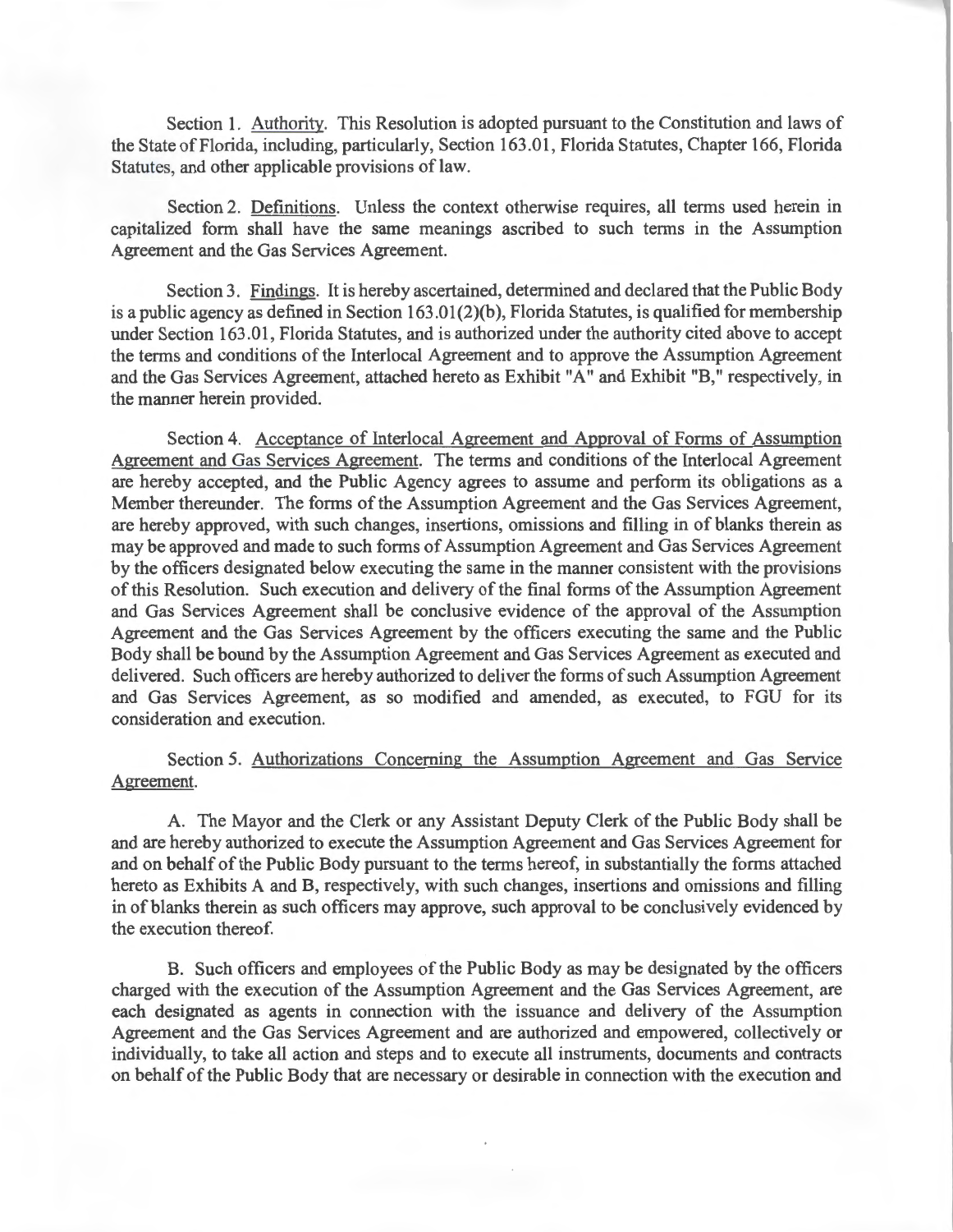Section 1. Authority. This Resolution is adopted pursuant to the Constitution and laws of the State of Florida, including, particularly, Section 163.01, Florida Statutes, Chapter 166, Florida Statutes, and other applicable provisions of law.

Section 2. Definitions. Unless the context otherwise requires, all terms used herein in capitalized form shall have the same meanings ascribed to such terms in the Assumption Agreement and the Gas Services Agreement.

Section 3. Findings. It is hereby ascertained, determined and declared that the Public Body is a public agency as defined in Section 163.01(2)(b), Florida Statutes, is qualified for membership under Section 163.01, Florida Statutes, and is authorized under the authority cited above to accept the terms and conditions of the Interlocal Agreement and to approve the Assumption Agreement and the Gas Services Agreement, attached hereto as Exhibit "A" and Exhibit "B," respectively, in the manner herein provided.

Section 4. Acceptance of Interlocal Agreement and Approval of Forms of Assumption Agreement and Gas Services Agreement. The terms and conditions of the Interlocal Agreement are hereby accepted, and the Public Agency agrees to assume and perform its obligations as a Member thereunder. The forms of the Assumption Agreement and the Gas Services Agreement, are hereby approved, with such changes, insertions, omissions and filling in of blanks therein as may be approved and made to such forms of Assumption Agreement and Gas Services Agreement by the officers designated below executing the same in the manner consistent with the provisions of this Resolution. Such execution and delivery of the final forms of the Assumption Agreement and Gas Services Agreement shall be conclusive evidence of the approval of the Assumption Agreement and the Gas Services Agreement by the officers executing the same and the Public Body shall be bound by the Assumption Agreement and Gas Services Agreement as executed and delivered. Such officers are hereby authorized to deliver the forms of such Assumption Agreement and Gas Services Agreement, as so modified and amended, as executed, to FGU for its consideration and execution.

Section 5. Authorizations Concerning the Assumption Agreement and Gas Service Agreement.

A. The Mayor and the Clerk or any Assistant Deputy Clerk of the Public Body shall be and are hereby authorized to execute the Assumption Agreement and Gas Services Agreement for and on behalf of the Public Body pursuant to the terms hereof, in substantially the forms attached hereto as Exhibits A and B, respectively, with such changes, insertions and omissions and filling in of blanks therein as such officers may approve, such approval to be conclusively evidenced by the execution thereof.

B. Such officers and employees of the Public Body as may be designated by the officers charged with the execution of the Assumption Agreement and the Gas Services Agreement, are each designated as agents in connection with the issuance and delivery of the Assumption Agreement and the Gas Services Agreement and are authorized and empowered, collectively or individually, to take all action and steps and to execute all instruments, documents and contracts on behalf of the Public Body that are necessary or desirable in connection with the execution and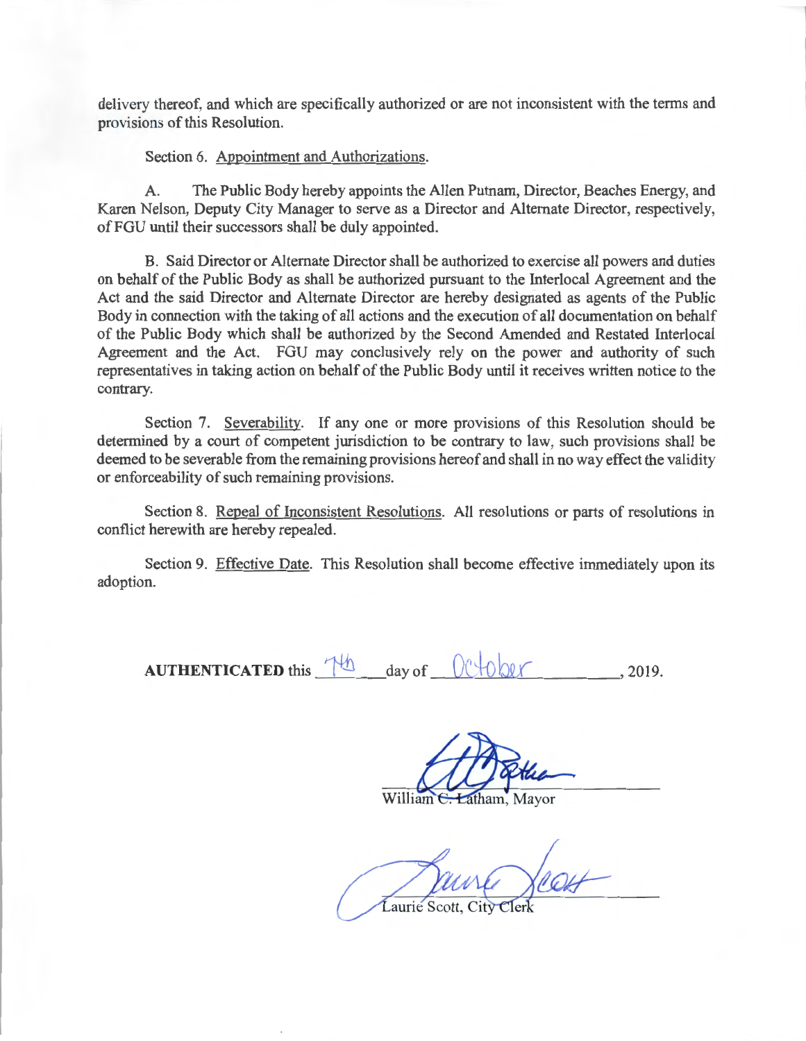delivery thereof, and which are specifically authorized or are not inconsistent with the terms and provisions of this Resolution.

Section 6. Appointment and Authorizations.

A. The Public Body hereby appoints the Allen Putnam, Director, Beaches Energy, and Karen Nelson, Deputy City Manager to serve as a Director and Alternate Director, respectively, of FGU until their successors shall be duly appointed.

B. Said Director or Alternate Director shall be authorized to exercise all powers and duties on behalf of the Public Body as shall be authorized pursuant to the Interlocal Agreement and the Act and the said Director and Alternate Director are hereby designated as agents of the Public Body in connection with the taking of all actions and the execution of all documentation on behalf of the Public Body which shall be authorized by the Second Amended and Restated Interlocal Agreement and the Act. FGU may conclusively rely on the power and authority of such representatives in taking action on behalf of the Public Body until it receives written notice to the contrary.

Section 7. Severability. If any one or more provisions of this Resolution should be determined by a court of competent jurisdiction to be contrary to law, such provisions shall be deemed to be severable from the remaining provisions hereof and shall in no way effect the validity or enforceability of such remaining provisions.

Section 8. Repeal of Inconsistent Resolutions. All resolutions or parts of resolutions in conflict herewith are hereby repealed.

Section 9. Effective Date. This Resolution shall become effective immediately upon its adoption.

**AUTHENTICATED** this 7th day of October, 2019.

William C. Latham, Mayor

Laurie Scott, City Clerk